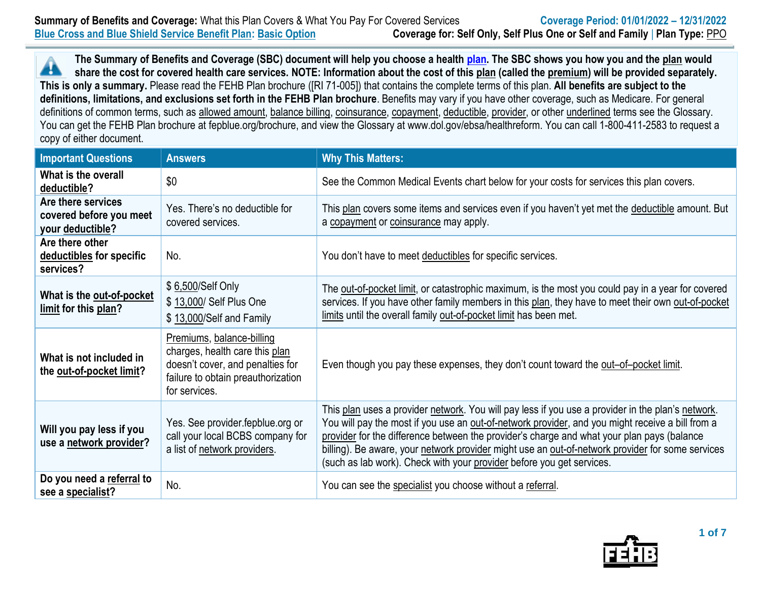**Summary of Benefits and Coverage:** What this Plan Covers & What You Pay For Covered Services

**Coverage Period: 01/01/2022 – 12/31/2022**

Blue Cross and Blue Shield Service Benefit Plan: Basic Option

**Coverage for: Self Only, Self Plus One or Self and Family | Plan Type: PPO**

**The Summary of Benefits and Coverage (SBC) document will help you choose a health plan. The SBC shows you how you and the plan would share the cost for covered health care services. NOTE: Information about the cost of this plan (called the premium) will be provided separately. This is only a summary.** Please read the FEHB Plan brochure ([RI 71-005]) that contains the complete terms of this plan. **All benefits are subject to the definitions, limitations, and exclusions set forth in the FEHB Plan brochure**. Benefits may vary if you have other coverage, such as Medicare. For general definitions of common terms, such as allowed amount, balance billing, coinsurance, copayment, deductible, provider, or other underlined terms see the Glossary. You can get the FEHB Plan brochure at fepblue.org/brochure, and view the Glossary at www.dol.gov/ebsa/healthreform. You can call 1-800-411-2583 to request a copy of either document.

| Important Questions | Answers | Why This Matters: |
|---|---|---|
| **What is the overall deductible?** | $0 | See the Common Medical Events chart below for your costs for services this plan covers. |
| **Are there services covered before you meet your deductible?** | Yes. There's no deductible for covered services. | This plan covers some items and services even if you haven't yet met the deductible amount. But a copayment or coinsurance may apply. |
| **Are there other deductibles for specific services?** | No. | You don't have to meet deductibles for specific services. |
| **What is the out-of-pocket limit for this plan?** | $ 6,500/Self Only<br>$ 13,000/ Self Plus One<br>$ 13,000/Self and Family | The out-of-pocket limit, or catastrophic maximum, is the most you could pay in a year for covered services. If you have other family members in this plan, they have to meet their own out-of-pocket limits until the overall family out-of-pocket limit has been met. |
| **What is not included in the out-of-pocket limit?** | Premiums, balance-billing charges, health care this plan doesn't cover, and penalties for failure to obtain preauthorization for services. | Even though you pay these expenses, they don't count toward the out–of–pocket limit. |
| **Will you pay less if you use a network provider?** | Yes. See provider.fepblue.org or call your local BCBS company for a list of network providers. | This plan uses a provider network. You will pay less if you use a provider in the plan's network. You will pay the most if you use an out-of-network provider, and you might receive a bill from a provider for the difference between the provider's charge and what your plan pays (balance billing). Be aware, your network provider might use an out-of-network provider for some services (such as lab work). Check with your provider before you get services. |
| **Do you need a referral to see a specialist?** | No. | You can see the specialist you choose without a referral. |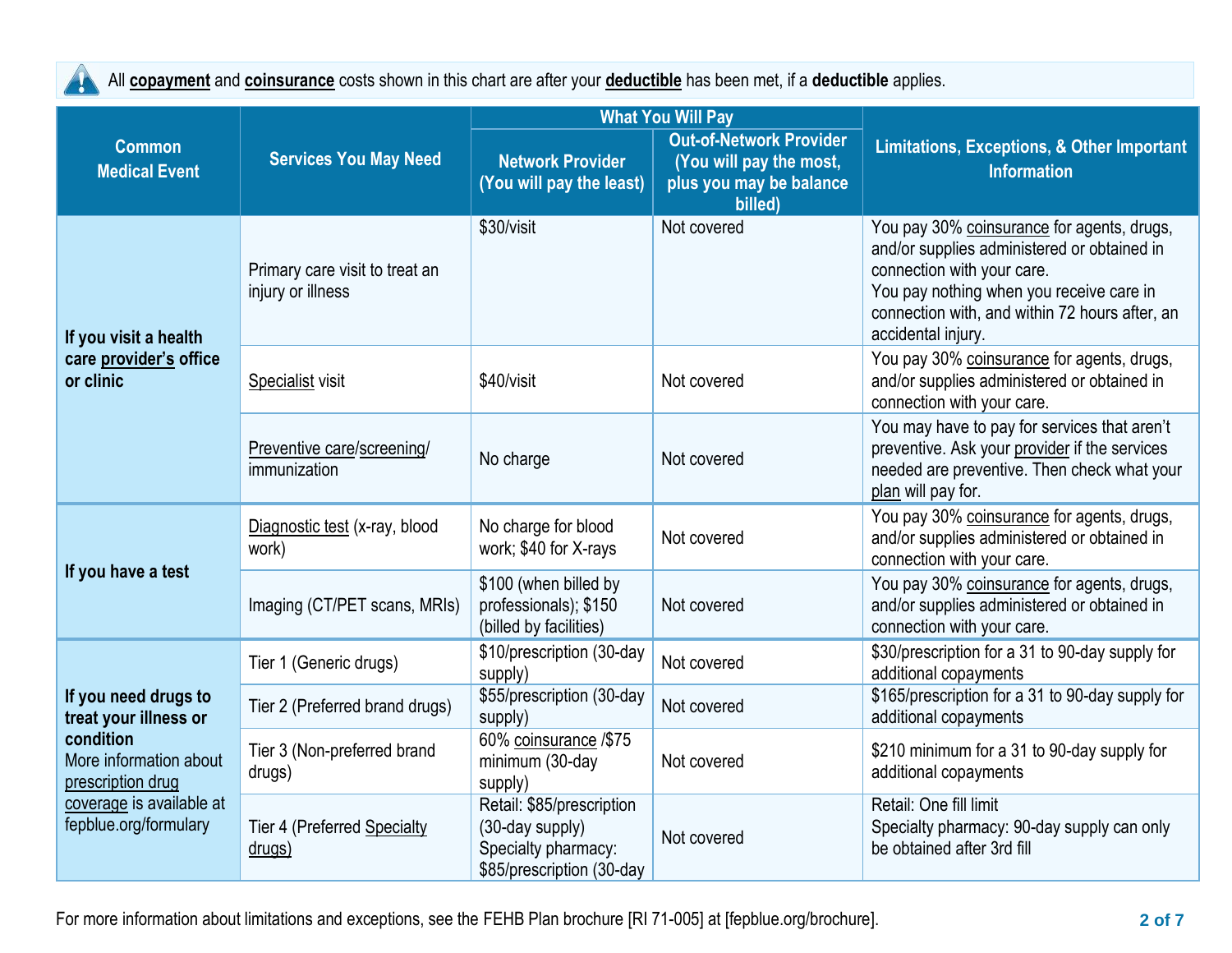All **copayment** and **coinsurance** costs shown in this chart are after your **deductible** has been met, if a **deductible** applies.

| Common Medical Event | Services You May Need | What You Will Pay | | Limitations, Exceptions, & Other Important Information |
|---|---|---|---|---|
| | | Network Provider (You will pay the least) | Out-of-Network Provider (You will pay the most, plus you may be balance billed) | |
| **If you visit a health care provider's office or clinic** | Primary care visit to treat an injury or illness | $30/visit | Not covered | You pay 30% coinsurance for agents, drugs, and/or supplies administered or obtained in connection with your care. You pay nothing when you receive care in connection with, and within 72 hours after, an accidental injury. |
| | Specialist visit | $40/visit | Not covered | You pay 30% coinsurance for agents, drugs, and/or supplies administered or obtained in connection with your care. |
| | Preventive care/screening/ immunization | No charge | Not covered | You may have to pay for services that aren't preventive. Ask your provider if the services needed are preventive. Then check what your plan will pay for. |
| **If you have a test** | Diagnostic test (x-ray, blood work) | No charge for blood work; $40 for X-rays | Not covered | You pay 30% coinsurance for agents, drugs, and/or supplies administered or obtained in connection with your care. |
| | Imaging (CT/PET scans, MRIs) | $100 (when billed by professionals); $150 (billed by facilities) | Not covered | You pay 30% coinsurance for agents, drugs, and/or supplies administered or obtained in connection with your care. |
| **If you need drugs to treat your illness or condition** More information about prescription drug coverage is available at fepblue.org/formulary | Tier 1 (Generic drugs) | $10/prescription (30-day supply) | Not covered | $30/prescription for a 31 to 90-day supply for additional copayments |
| | Tier 2 (Preferred brand drugs) | $55/prescription (30-day supply) | Not covered | $165/prescription for a 31 to 90-day supply for additional copayments |
| | Tier 3 (Non-preferred brand drugs) | 60% coinsurance /$75 minimum (30-day supply) | Not covered | $210 minimum for a 31 to 90-day supply for additional copayments |
| | Tier 4 (Preferred Specialty drugs) | Retail: $85/prescription (30-day supply) Specialty pharmacy: $85/prescription (30-day | Not covered | Retail: One fill limit Specialty pharmacy: 90-day supply can only be obtained after 3rd fill |

For more information about limitations and exceptions, see the FEHB Plan brochure [RI 71-005] at [fepblue.org/brochure].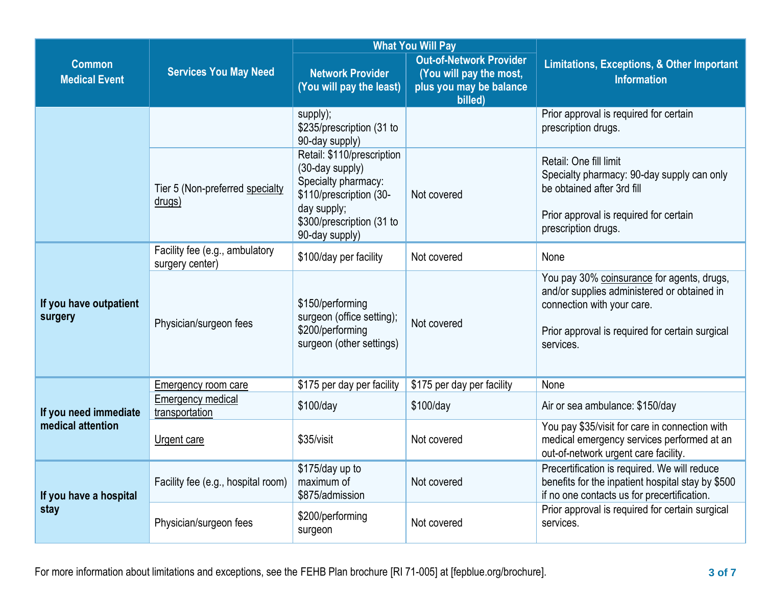| Common Medical Event | Services You May Need | What You Will Pay | | Limitations, Exceptions, & Other Important Information |
|---|---|---|---|---|
| | | Network Provider (You will pay the least) | Out-of-Network Provider (You will pay the most, plus you may be balance billed) | |
| | | supply); $235/prescription (31 to 90-day supply) | | Prior approval is required for certain prescription drugs. |
| | Tier 5 (Non-preferred specialty drugs) | Retail: $110/prescription (30-day supply) Specialty pharmacy: $110/prescription (30-day supply; $300/prescription (31 to 90-day supply) | Not covered | Retail: One fill limit Specialty pharmacy: 90-day supply can only be obtained after 3rd fill<br><br>Prior approval is required for certain prescription drugs. |
| If you have outpatient surgery | Facility fee (e.g., ambulatory surgery center) | $100/day per facility | Not covered | None |
| | Physician/surgeon fees | $150/performing surgeon (office setting); $200/performing surgeon (other settings) | Not covered | You pay 30% coinsurance for agents, drugs, and/or supplies administered or obtained in connection with your care.<br><br>Prior approval is required for certain surgical services. |
| If you need immediate medical attention | Emergency room care | $175 per day per facility | $175 per day per facility | None |
| | Emergency medical transportation | $100/day | $100/day | Air or sea ambulance: $150/day |
| | Urgent care | $35/visit | Not covered | You pay $35/visit for care in connection with medical emergency services performed at an out-of-network urgent care facility. |
| If you have a hospital stay | Facility fee (e.g., hospital room) | $175/day up to maximum of $875/admission | Not covered | Precertification is required. We will reduce benefits for the inpatient hospital stay by $500 if no one contacts us for precertification. |
| | Physician/surgeon fees | $200/performing surgeon | Not covered | Prior approval is required for certain surgical services. |

For more information about limitations and exceptions, see the FEHB Plan brochure [RI 71-005] at [fepblue.org/brochure].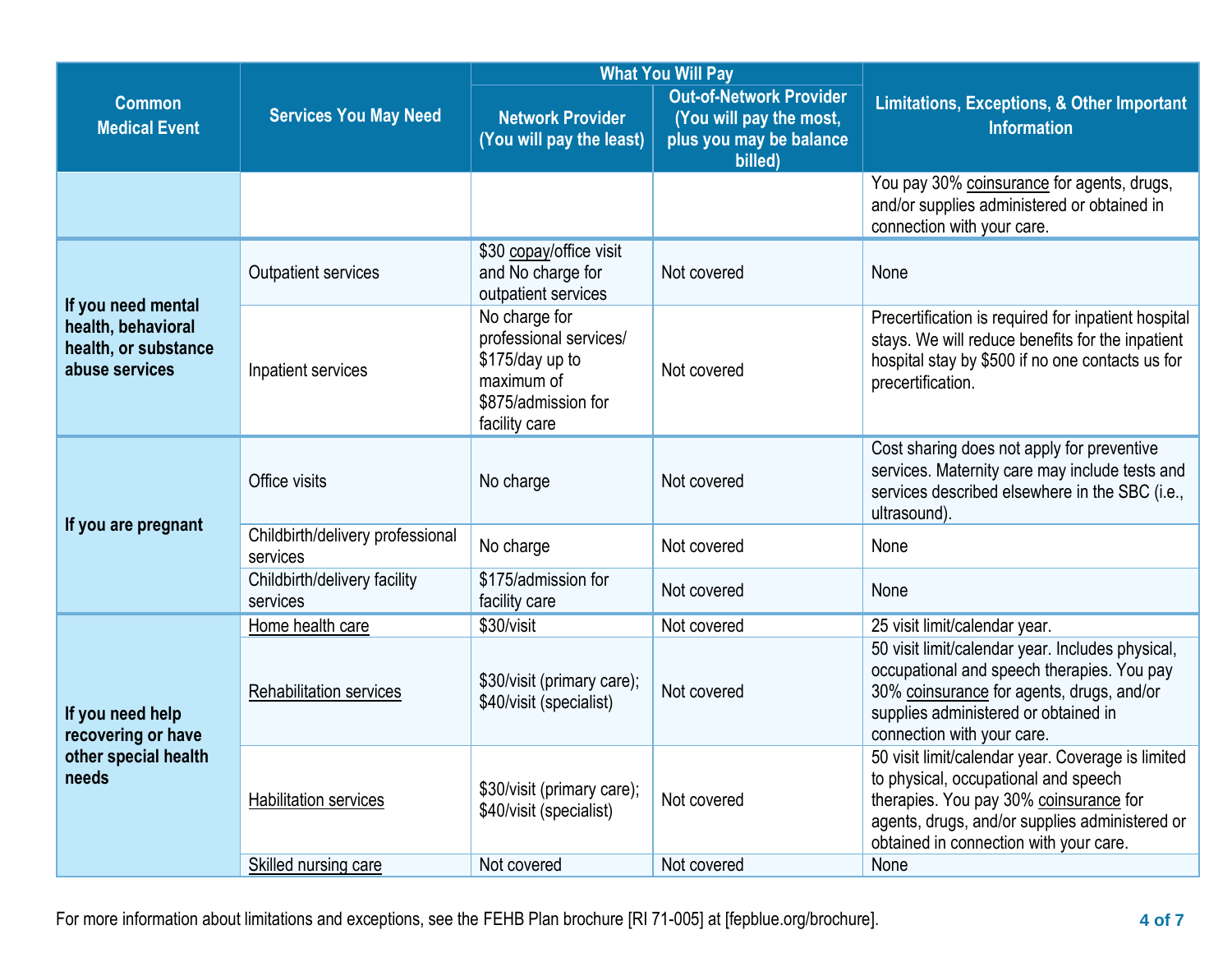| Common Medical Event | Services You May Need | What You Will Pay | | Limitations, Exceptions, & Other Important Information |
|---|---|---|---|---|
| | | Network Provider (You will pay the least) | Out-of-Network Provider (You will pay the most, plus you may be balance billed) | |
| | | | | You pay 30% coinsurance for agents, drugs, and/or supplies administered or obtained in connection with your care. |
| **If you need mental health, behavioral health, or substance abuse services** | Outpatient services | $30 copay/office visit and No charge for outpatient services | Not covered | None |
| | Inpatient services | No charge for professional services/ $175/day up to maximum of $875/admission for facility care | Not covered | Precertification is required for inpatient hospital stays. We will reduce benefits for the inpatient hospital stay by $500 if no one contacts us for precertification. |
| **If you are pregnant** | Office visits | No charge | Not covered | Cost sharing does not apply for preventive services. Maternity care may include tests and services described elsewhere in the SBC (i.e., ultrasound). |
| | Childbirth/delivery professional services | No charge | Not covered | None |
| | Childbirth/delivery facility services | $175/admission for facility care | Not covered | None |
| **If you need help recovering or have other special health needs** | Home health care | $30/visit | Not covered | 25 visit limit/calendar year. |
| | Rehabilitation services | $30/visit (primary care); $40/visit (specialist) | Not covered | 50 visit limit/calendar year. Includes physical, occupational and speech therapies. You pay 30% coinsurance for agents, drugs, and/or supplies administered or obtained in connection with your care. |
| | Habilitation services | $30/visit (primary care); $40/visit (specialist) | Not covered | 50 visit limit/calendar year. Coverage is limited to physical, occupational and speech therapies. You pay 30% coinsurance for agents, drugs, and/or supplies administered or obtained in connection with your care. |
| | Skilled nursing care | Not covered | Not covered | None |

For more information about limitations and exceptions, see the FEHB Plan brochure [RI 71-005] at [fepblue.org/brochure].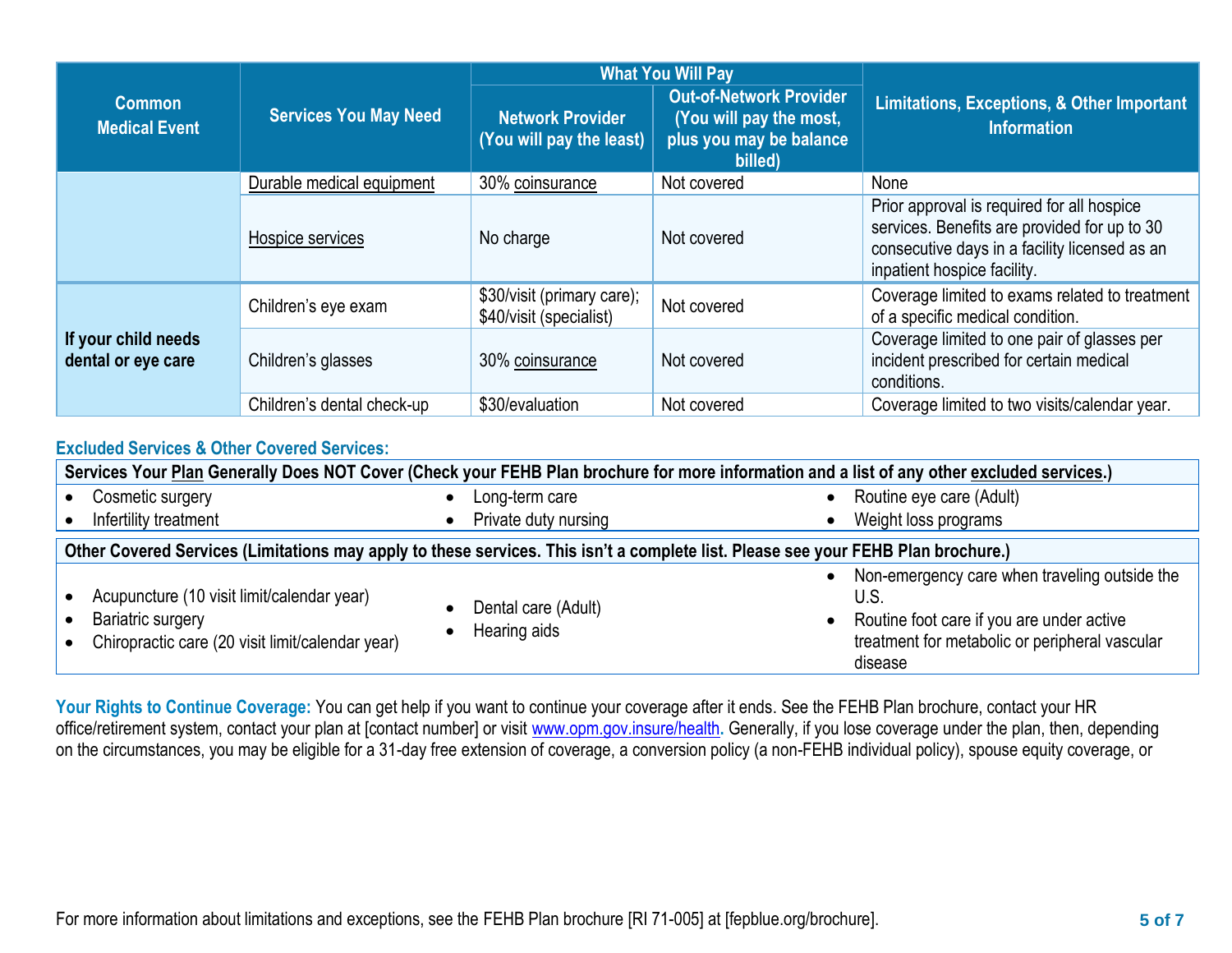| Common Medical Event | Services You May Need | What You Will Pay | | Limitations, Exceptions, & Other Important Information |
|---|---|---|---|---|
| | | Network Provider (You will pay the least) | Out-of-Network Provider (You will pay the most, plus you may be balance billed) | |
| | Durable medical equipment | 30% coinsurance | Not covered | None |
| | Hospice services | No charge | Not covered | Prior approval is required for all hospice services. Benefits are provided for up to 30 consecutive days in a facility licensed as an inpatient hospice facility. |
| **If your child needs dental or eye care** | Children's eye exam | $30/visit (primary care); $40/visit (specialist) | Not covered | Coverage limited to exams related to treatment of a specific medical condition. |
| | Children's glasses | 30% coinsurance | Not covered | Coverage limited to one pair of glasses per incident prescribed for certain medical conditions. |
| | Children's dental check-up | $30/evaluation | Not covered | Coverage limited to two visits/calendar year. |

## Excluded Services & Other Covered Services:

**Services Your Plan Generally Does NOT Cover (Check your FEHB Plan brochure for more information and a list of any other excluded services.)**

- Cosmetic surgery
- Infertility treatment
- Long-term care
- Private duty nursing
- Routine eye care (Adult)
- Weight loss programs

**Other Covered Services (Limitations may apply to these services. This isn't a complete list. Please see your FEHB Plan brochure.)**

- Acupuncture (10 visit limit/calendar year)
- Bariatric surgery
- Chiropractic care (20 visit limit/calendar year)
- Dental care (Adult)
- Hearing aids
- Non-emergency care when traveling outside the U.S.
- Routine foot care if you are under active treatment for metabolic or peripheral vascular disease

**Your Rights to Continue Coverage:** You can get help if you want to continue your coverage after it ends. See the FEHB Plan brochure, contact your HR office/retirement system, contact your plan at [contact number] or visit www.opm.gov.insure/health. Generally, if you lose coverage under the plan, then, depending on the circumstances, you may be eligible for a 31-day free extension of coverage, a conversion policy (a non-FEHB individual policy), spouse equity coverage, or

For more information about limitations and exceptions, see the FEHB Plan brochure [RI 71-005] at [fepblue.org/brochure].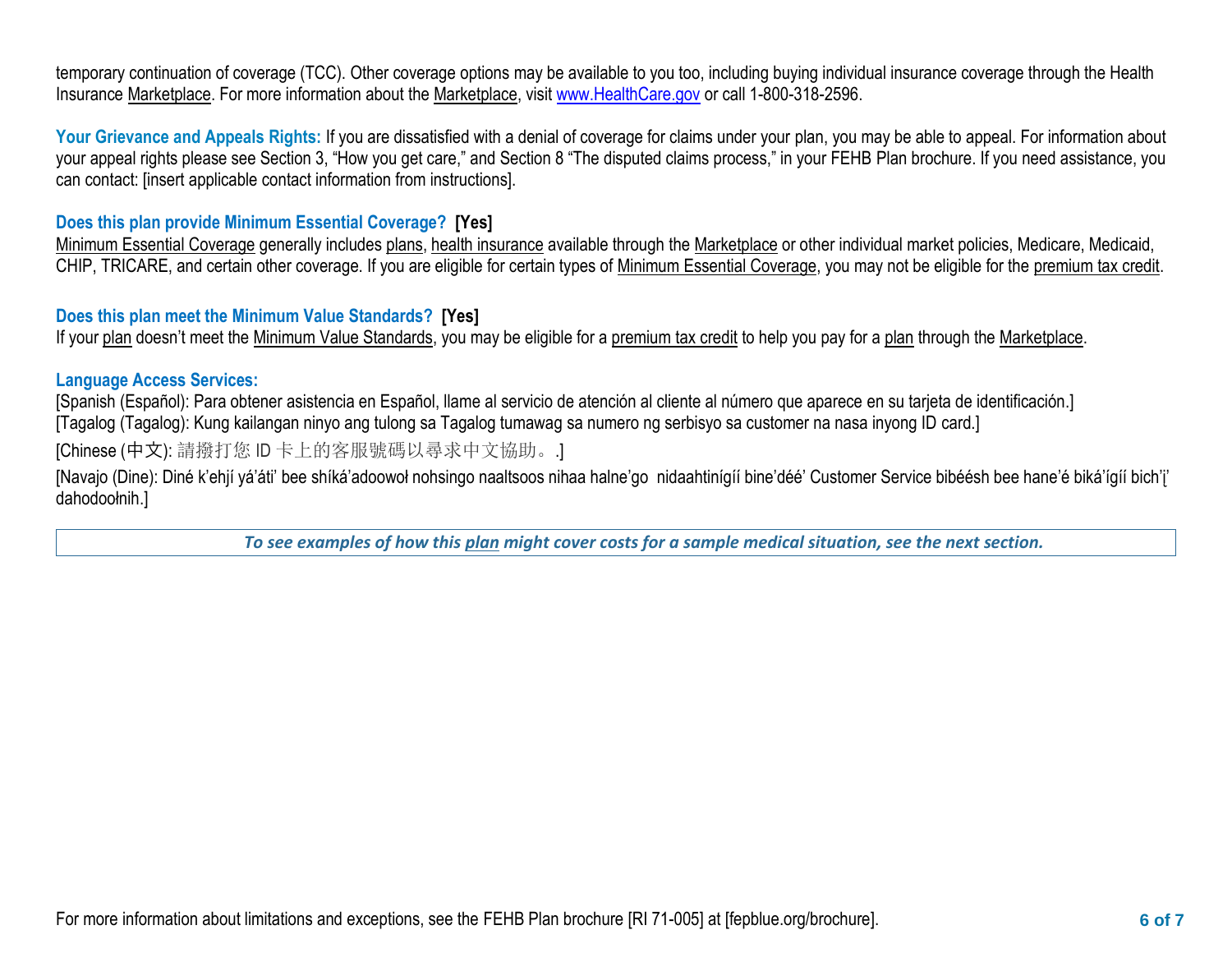temporary continuation of coverage (TCC). Other coverage options may be available to you too, including buying individual insurance coverage through the Health Insurance Marketplace. For more information about the Marketplace, visit www.HealthCare.gov or call 1-800-318-2596.

**Your Grievance and Appeals Rights:** If you are dissatisfied with a denial of coverage for claims under your plan, you may be able to appeal. For information about your appeal rights please see Section 3, "How you get care," and Section 8 "The disputed claims process," in your FEHB Plan brochure. If you need assistance, you can contact: [insert applicable contact information from instructions].

**Does this plan provide Minimum Essential Coverage? [Yes]**

Minimum Essential Coverage generally includes plans, health insurance available through the Marketplace or other individual market policies, Medicare, Medicaid, CHIP, TRICARE, and certain other coverage. If you are eligible for certain types of Minimum Essential Coverage, you may not be eligible for the premium tax credit.

**Does this plan meet the Minimum Value Standards? [Yes]**

If your plan doesn't meet the Minimum Value Standards, you may be eligible for a premium tax credit to help you pay for a plan through the Marketplace.

**Language Access Services:**

[Spanish (Español): Para obtener asistencia en Español, llame al servicio de atención al cliente al número que aparece en su tarjeta de identificación.]
[Tagalog (Tagalog): Kung kailangan ninyo ang tulong sa Tagalog tumawag sa numero ng serbisyo sa customer na nasa inyong ID card.]
[Chinese (中文): 請撥打您 ID 卡上的客服號碼以尋求中文協助。.]
[Navajo (Dine): Diné k'ehjí yá'áti' bee shíká'adoowoł nohsingo naaltsoos nihaa halne'go nidaahtinígíí bine'déé' Customer Service bibéésh bee hane'é biká'ígíí bich'į' dahodoołnih.]

***To see examples of how this plan might cover costs for a sample medical situation, see the next section.***

For more information about limitations and exceptions, see the FEHB Plan brochure [RI 71-005] at [fepblue.org/brochure].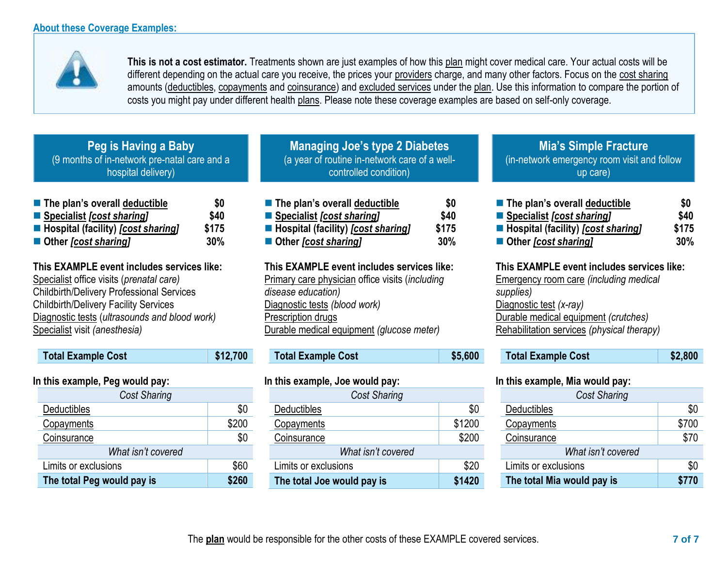## About these Coverage Examples:

**This is not a cost estimator.** Treatments shown are just examples of how this plan might cover medical care. Your actual costs will be different depending on the actual care you receive, the prices your providers charge, and many other factors. Focus on the cost sharing amounts (deductibles, copayments and coinsurance) and excluded services under the plan. Use this information to compare the portion of costs you might pay under different health plans. Please note these coverage examples are based on self-only coverage.

### Peg is Having a Baby
(9 months of in-network pre-natal care and a hospital delivery)

- **The plan's overall deductible** **$0**
- **Specialist *[cost sharing]*** **$40**
- **Hospital (facility) *[cost sharing]*** **$175**
- **Other *[cost sharing]*** **30%**

**This EXAMPLE event includes services like:**
Specialist office visits (*prenatal care)*
Childbirth/Delivery Professional Services
Childbirth/Delivery Facility Services
Diagnostic tests (*ultrasounds and blood work)*
Specialist visit *(anesthesia)*

| | |
|---|---|
| **Total Example Cost** | **$12,700** |

**In this example, Peg would pay:**

| *Cost Sharing* | |
|---|---|
| Deductibles | $0 |
| Copayments | $200 |
| Coinsurance | $0 |
| *What isn't covered* | |
| Limits or exclusions | $60 |
| **The total Peg would pay is** | **$260** |

### Managing Joe's type 2 Diabetes
(a year of routine in-network care of a well-controlled condition)

- **The plan's overall deductible** **$0**
- **Specialist *[cost sharing]*** **$40**
- **Hospital (facility) *[cost sharing]*** **$175**
- **Other *[cost sharing]*** **30%**

**This EXAMPLE event includes services like:**
Primary care physician office visits (*including disease education)*
Diagnostic tests *(blood work)*
Prescription drugs
Durable medical equipment *(glucose meter)*

| | |
|---|---|
| **Total Example Cost** | **$5,600** |

**In this example, Joe would pay:**

| *Cost Sharing* | |
|---|---|
| Deductibles | $0 |
| Copayments | $1200 |
| Coinsurance | $200 |
| *What isn't covered* | |
| Limits or exclusions | $20 |
| **The total Joe would pay is** | **$1420** |

### Mia's Simple Fracture
(in-network emergency room visit and follow up care)

- **The plan's overall deductible** **$0**
- **Specialist *[cost sharing]*** **$40**
- **Hospital (facility) *[cost sharing]*** **$175**
- **Other *[cost sharing]*** **30%**

**This EXAMPLE event includes services like:**
Emergency room care *(including medical supplies)*
Diagnostic test *(x-ray)*
Durable medical equipment *(crutches)*
Rehabilitation services *(physical therapy)*

| | |
|---|---|
| **Total Example Cost** | **$2,800** |

**In this example, Mia would pay:**

| *Cost Sharing* | |
|---|---|
| Deductibles | $0 |
| Copayments | $700 |
| Coinsurance | $70 |
| *What isn't covered* | |
| Limits or exclusions | $0 |
| **The total Mia would pay is** | **$770** |

The **plan** would be responsible for the other costs of these EXAMPLE covered services.